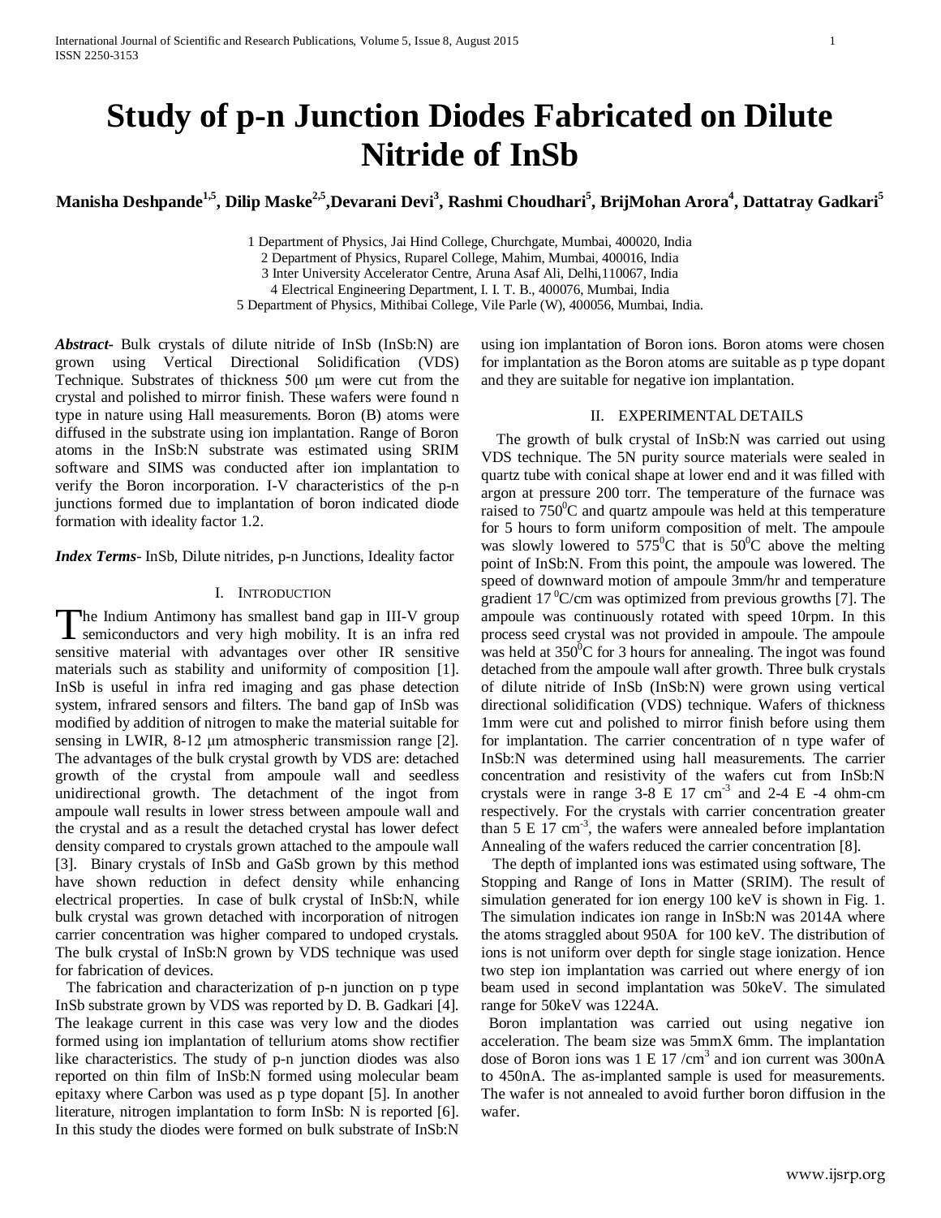# Study of p-n Junction Diodes Fabricated on Dilute Nitride of InSb

**Manisha Deshpande[1,5], Dilip Maske[2,5], Devarani Devi[3], Rashmi Choudhari[5], BrijMohan Arora[4], Dattatray Gadkari[5]**

1 Department of Physics, Jai Hind College, Churchgate, Mumbai, 400020, India
2 Department of Physics, Ruparel College, Mahim, Mumbai, 400016, India
3 Inter University Accelerator Centre, Aruna Asaf Ali, Delhi, 110067, India
4 Electrical Engineering Department, I. I. T. B., 400076, Mumbai, India
5 Department of Physics, Mithibai College, Vile Parle (W), 400056, Mumbai, India.

***Abstract***- Bulk crystals of dilute nitride of InSb (InSb:N) are grown using Vertical Directional Solidification (VDS) Technique. Substrates of thickness 500 μm were cut from the crystal and polished to mirror finish. These wafers were found n type in nature using Hall measurements. Boron (B) atoms were diffused in the substrate using ion implantation. Range of Boron atoms in the InSb:N substrate was estimated using SRIM software and SIMS was conducted after ion implantation to verify the Boron incorporation. I-V characteristics of the p-n junctions formed due to implantation of boron indicated diode formation with ideality factor 1.2.

***Index Terms***- InSb, Dilute nitrides, p-n Junctions, Ideality factor

## I. Introduction

The Indium Antimony has smallest band gap in III-V group semiconductors and very high mobility. It is an infra red sensitive material with advantages over other IR sensitive materials such as stability and uniformity of composition [1]. InSb is useful in infra red imaging and gas phase detection system, infrared sensors and filters. The band gap of InSb was modified by addition of nitrogen to make the material suitable for sensing in LWIR, 8-12 μm atmospheric transmission range [2]. The advantages of the bulk crystal growth by VDS are: detached growth of the crystal from ampoule wall and seedless unidirectional growth. The detachment of the ingot from ampoule wall results in lower stress between ampoule wall and the crystal and as a result the detached crystal has lower defect density compared to crystals grown attached to the ampoule wall [3]. Binary crystals of InSb and GaSb grown by this method have shown reduction in defect density while enhancing electrical properties. In case of bulk crystal of InSb:N, while bulk crystal was grown detached with incorporation of nitrogen carrier concentration was higher compared to undoped crystals. The bulk crystal of InSb:N grown by VDS technique was used for fabrication of devices.

The fabrication and characterization of p-n junction on p type InSb substrate grown by VDS was reported by D. B. Gadkari [4]. The leakage current in this case was very low and the diodes formed using ion implantation of tellurium atoms show rectifier like characteristics. The study of p-n junction diodes was also reported on thin film of InSb:N formed using molecular beam epitaxy where Carbon was used as p type dopant [5]. In another literature, nitrogen implantation to form InSb: N is reported [6]. In this study the diodes were formed on bulk substrate of InSb:N using ion implantation of Boron ions. Boron atoms were chosen for implantation as the Boron atoms are suitable as p type dopant and they are suitable for negative ion implantation.

## II. Experimental Details

The growth of bulk crystal of InSb:N was carried out using VDS technique. The 5N purity source materials were sealed in quartz tube with conical shape at lower end and it was filled with argon at pressure 200 torr. The temperature of the furnace was raised to $750^0$C and quartz ampoule was held at this temperature for 5 hours to form uniform composition of melt. The ampoule was slowly lowered to $575^0$C that is $50^0$C above the melting point of InSb:N. From this point, the ampoule was lowered. The speed of downward motion of ampoule 3mm/hr and temperature gradient 17 $^0$C/cm was optimized from previous growths [7]. The ampoule was continuously rotated with speed 10rpm. In this process seed crystal was not provided in ampoule. The ampoule was held at $350^0$C for 3 hours for annealing. The ingot was found detached from the ampoule wall after growth. Three bulk crystals of dilute nitride of InSb (InSb:N) were grown using vertical directional solidification (VDS) technique. Wafers of thickness 1mm were cut and polished to mirror finish before using them for implantation. The carrier concentration of n type wafer of InSb:N was determined using hall measurements. The carrier concentration and resistivity of the wafers cut from InSb:N crystals were in range 3-8 E 17 $cm^{-3}$ and 2-4 E -4 ohm-cm respectively. For the crystals with carrier concentration greater than 5 E 17 $cm^{-3}$, the wafers were annealed before implantation Annealing of the wafers reduced the carrier concentration [8].

The depth of implanted ions was estimated using software, The Stopping and Range of Ions in Matter (SRIM). The result of simulation generated for ion energy 100 keV is shown in Fig. 1. The simulation indicates ion range in InSb:N was 2014A where the atoms straggled about 950A for 100 keV. The distribution of ions is not uniform over depth for single stage ionization. Hence two step ion implantation was carried out where energy of ion beam used in second implantation was 50keV. The simulated range for 50keV was 1224A.

Boron implantation was carried out using negative ion acceleration. The beam size was 5mmX 6mm. The implantation dose of Boron ions was 1 E 17 /$cm^3$ and ion current was 300nA to 450nA. The as-implanted sample is used for measurements. The wafer is not annealed to avoid further boron diffusion in the wafer.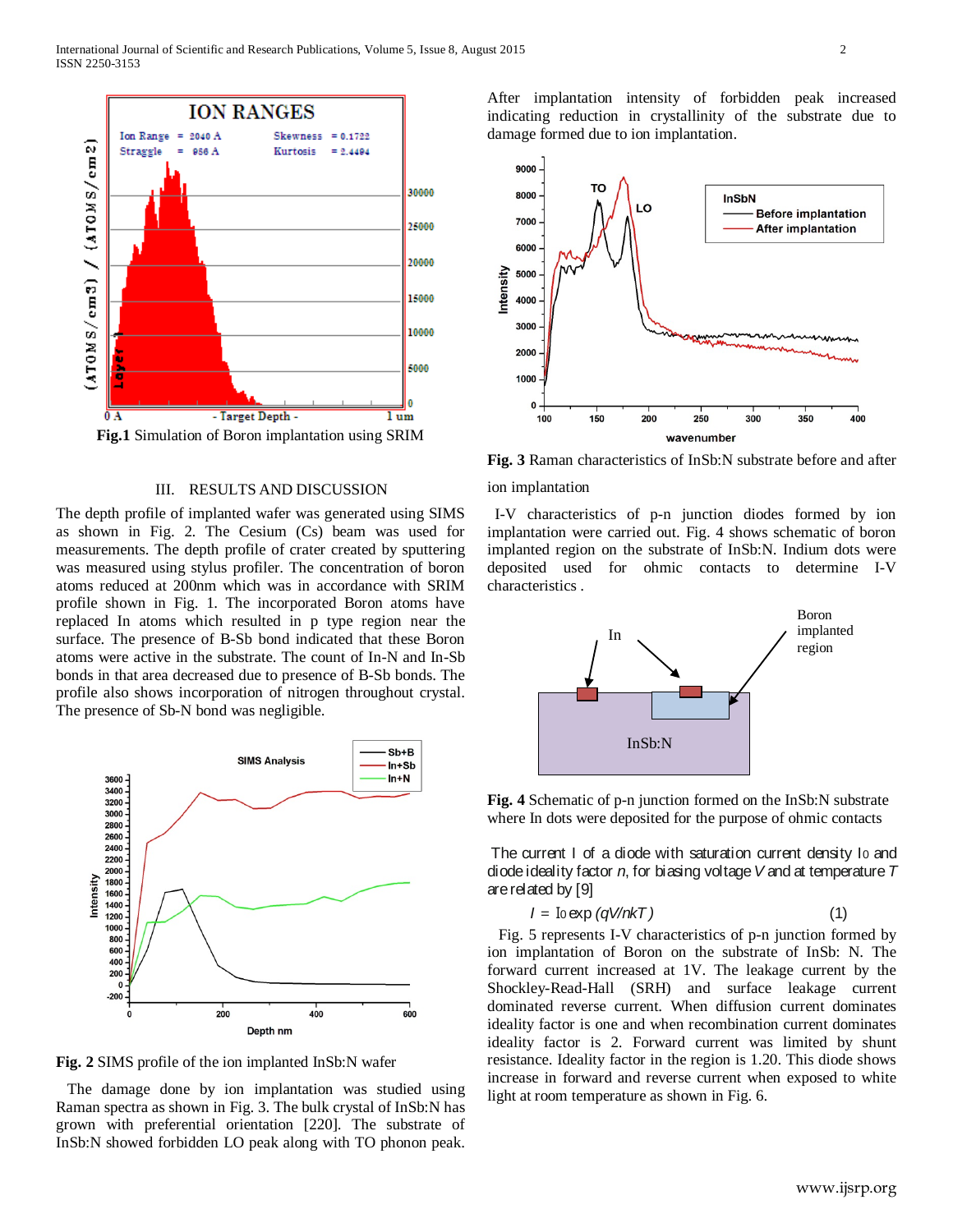**Fig.1** Simulation of Boron implantation using SRIM

## III. RESULTS AND DISCUSSION

The depth profile of implanted wafer was generated using SIMS as shown in Fig. 2. The Cesium (Cs) beam was used for measurements. The depth profile of crater created by sputtering was measured using stylus profiler. The concentration of boron atoms reduced at 200nm which was in accordance with SRIM profile shown in Fig. 1. The incorporated Boron atoms have replaced In atoms which resulted in p type region near the surface. The presence of B-Sb bond indicated that these Boron atoms were active in the substrate. The count of In-N and In-Sb bonds in that area decreased due to presence of B-Sb bonds. The profile also shows incorporation of nitrogen throughout crystal. The presence of Sb-N bond was negligible.

**Fig. 2** SIMS profile of the ion implanted InSb:N wafer

The damage done by ion implantation was studied using Raman spectra as shown in Fig. 3. The bulk crystal of InSb:N has grown with preferential orientation [220]. The substrate of InSb:N showed forbidden LO peak along with TO phonon peak. After implantation intensity of forbidden peak increased indicating reduction in crystallinity of the substrate due to damage formed due to ion implantation.

**Fig. 3** Raman characteristics of InSb:N substrate before and after ion implantation

I-V characteristics of p-n junction diodes formed by ion implantation were carried out. Fig. 4 shows schematic of boron implanted region on the substrate of InSb:N. Indium dots were deposited used for ohmic contacts to determine I-V characteristics .

**Fig. 4** Schematic of p-n junction formed on the InSb:N substrate where In dots were deposited for the purpose of ohmic contacts

The current I of a diode with saturation current density $I_0$ and diode ideality factor $n$, for biasing voltage $V$ and at temperature $T$ are related by [9]

$$I = I_0 \exp(qV/nkT) \qquad (1)$$

Fig. 5 represents I-V characteristics of p-n junction formed by ion implantation of Boron on the substrate of InSb: N. The forward current increased at 1V. The leakage current by the Shockley-Read-Hall (SRH) and surface leakage current dominated reverse current. When diffusion current dominates ideality factor is one and when recombination current dominates ideality factor is 2. Forward current was limited by shunt resistance. Ideality factor in the region is 1.20. This diode shows increase in forward and reverse current when exposed to white light at room temperature as shown in Fig. 6.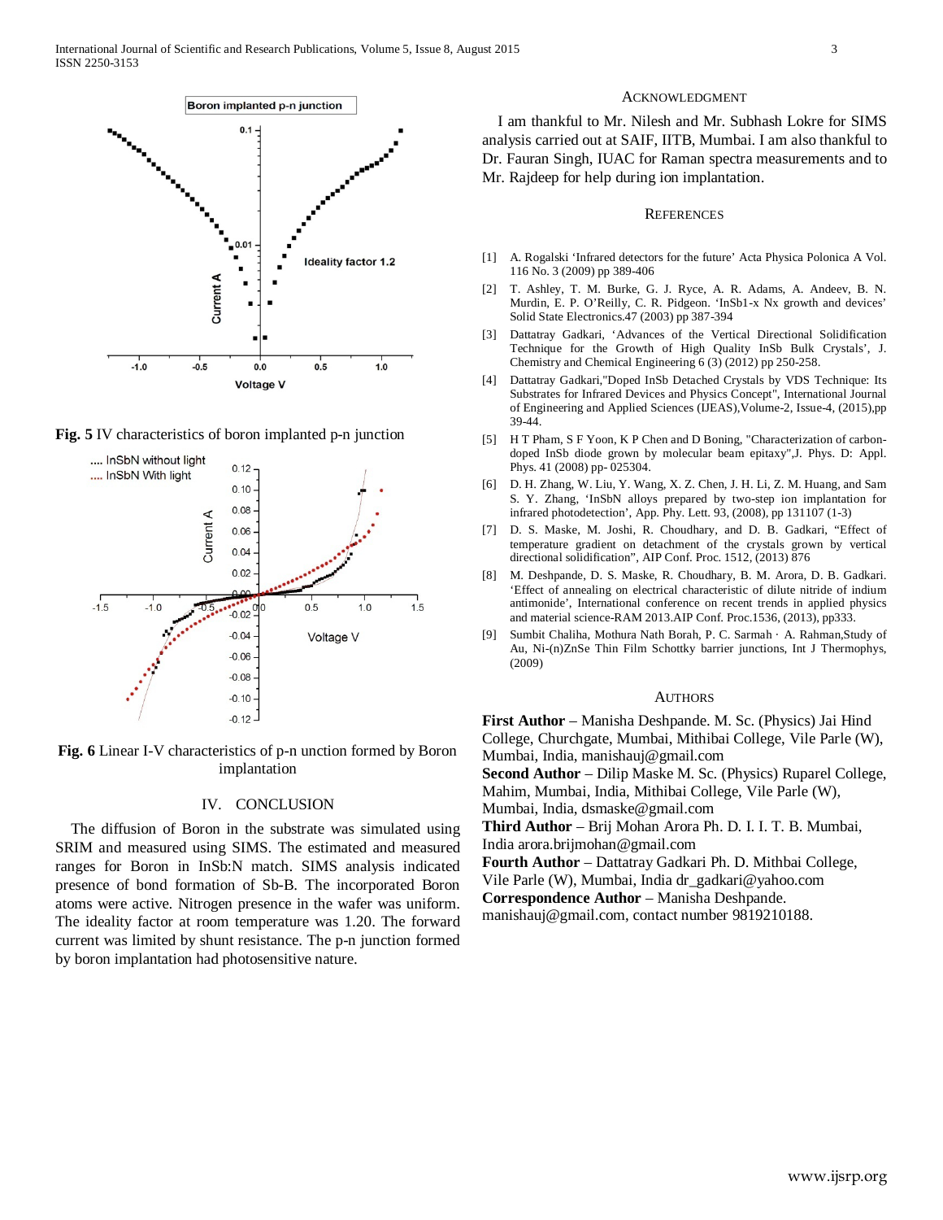Boron implanted p-n junction

0.1

0.01

Ideality factor 1.2

Current A

-1.0 -0.5 0.0 0.5 1.0

Voltage V

**Fig. 5** IV characteristics of boron implanted p-n junction

.... InSbN without light
.... InSbN With light

0.12
0.10
0.08
0.06
0.04
0.02
0.00
-0.02
-0.04
-0.06
-0.08
-0.10
-0.12

Current A

-1.5 -1.0 -0.5 0.0 0.5 1.0 1.5

Voltage V

**Fig. 6** Linear I-V characteristics of p-n unction formed by Boron implantation

## IV. CONCLUSION

The diffusion of Boron in the substrate was simulated using SRIM and measured using SIMS. The estimated and measured ranges for Boron in InSb:N match. SIMS analysis indicated presence of bond formation of Sb-B. The incorporated Boron atoms were active. Nitrogen presence in the wafer was uniform. The ideality factor at room temperature was 1.20. The forward current was limited by shunt resistance. The p-n junction formed by boron implantation had photosensitive nature.

## ACKNOWLEDGMENT

I am thankful to Mr. Nilesh and Mr. Subhash Lokre for SIMS analysis carried out at SAIF, IITB, Mumbai. I am also thankful to Dr. Fauran Singh, IUAC for Raman spectra measurements and to Mr. Rajdeep for help during ion implantation.

## REFERENCES

[1] A. Rogalski 'Infrared detectors for the future' Acta Physica Polonica A Vol. 116 No. 3 (2009) pp 389-406

[2] T. Ashley, T. M. Burke, G. J. Ryce, A. R. Adams, A. Andeev, B. N. Murdin, E. P. O'Reilly, C. R. Pidgeon. 'InSb1-x Nx growth and devices' Solid State Electronics.47 (2003) pp 387-394

[3] Dattatray Gadkari, 'Advances of the Vertical Directional Solidification Technique for the Growth of High Quality InSb Bulk Crystals', J. Chemistry and Chemical Engineering 6 (3) (2012) pp 250-258.

[4] Dattatray Gadkari,"Doped InSb Detached Crystals by VDS Technique: Its Substrates for Infrared Devices and Physics Concept", International Journal of Engineering and Applied Sciences (IJEAS),Volume-2, Issue-4, (2015),pp 39-44.

[5] H T Pham, S F Yoon, K P Chen and D Boning, "Characterization of carbon-doped InSb diode grown by molecular beam epitaxy",J. Phys. D: Appl. Phys. 41 (2008) pp- 025304.

[6] D. H. Zhang, W. Liu, Y. Wang, X. Z. Chen, J. H. Li, Z. M. Huang, and Sam S. Y. Zhang, 'InSbN alloys prepared by two-step ion implantation for infrared photodetection', App. Phy. Lett. 93, (2008), pp 131107 (1-3)

[7] D. S. Maske, M. Joshi, R. Choudhary, and D. B. Gadkari, "Effect of temperature gradient on detachment of the crystals grown by vertical directional solidification", AIP Conf. Proc. 1512, (2013) 876

[8] M. Deshpande, D. S. Maske, R. Choudhary, B. M. Arora, D. B. Gadkari. 'Effect of annealing on electrical characteristic of dilute nitride of indium antimonide', International conference on recent trends in applied physics and material science-RAM 2013.AIP Conf. Proc.1536, (2013), pp333.

[9] Sumbit Chaliha, Mothura Nath Borah, P. C. Sarmah · A. Rahman,Study of Au, Ni-(n)ZnSe Thin Film Schottky barrier junctions, Int J Thermophys, (2009)

## AUTHORS

**First Author** – Manisha Deshpande. M. Sc. (Physics) Jai Hind College, Churchgate, Mumbai, Mithibai College, Vile Parle (W), Mumbai, India, manishauj@gmail.com

**Second Author** – Dilip Maske M. Sc. (Physics) Ruparel College, Mahim, Mumbai, India, Mithibai College, Vile Parle (W), Mumbai, India, dsmaske@gmail.com

**Third Author** – Brij Mohan Arora Ph. D. I. I. T. B. Mumbai, India arora.brijmohan@gmail.com

**Fourth Author** – Dattatray Gadkari Ph. D. Mithbai College, Vile Parle (W), Mumbai, India dr_gadkari@yahoo.com

**Correspondence Author** – Manisha Deshpande. manishauj@gmail.com, contact number 9819210188.